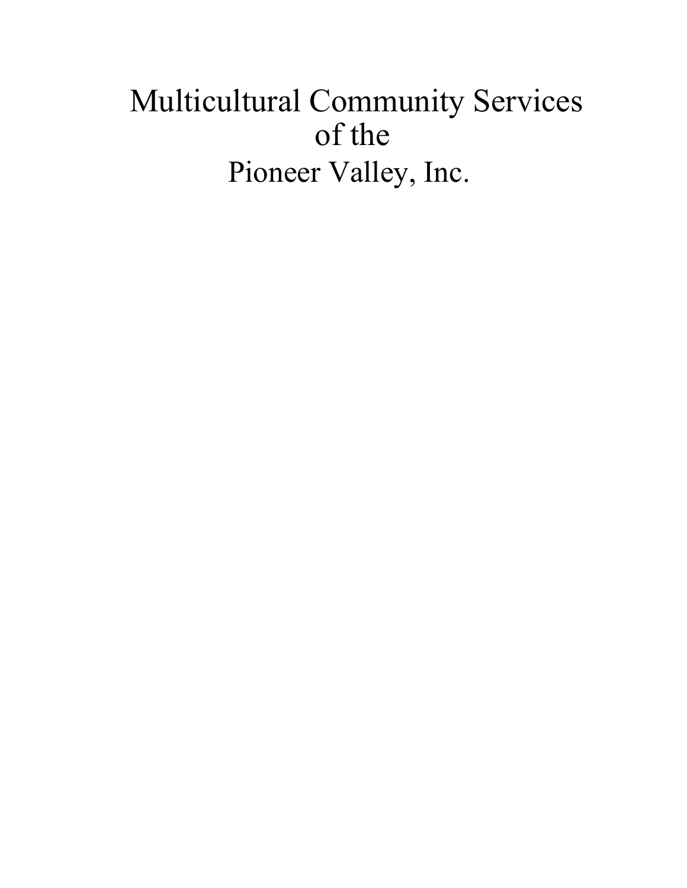# Multicultural Community Services of the Pioneer Valley, Inc.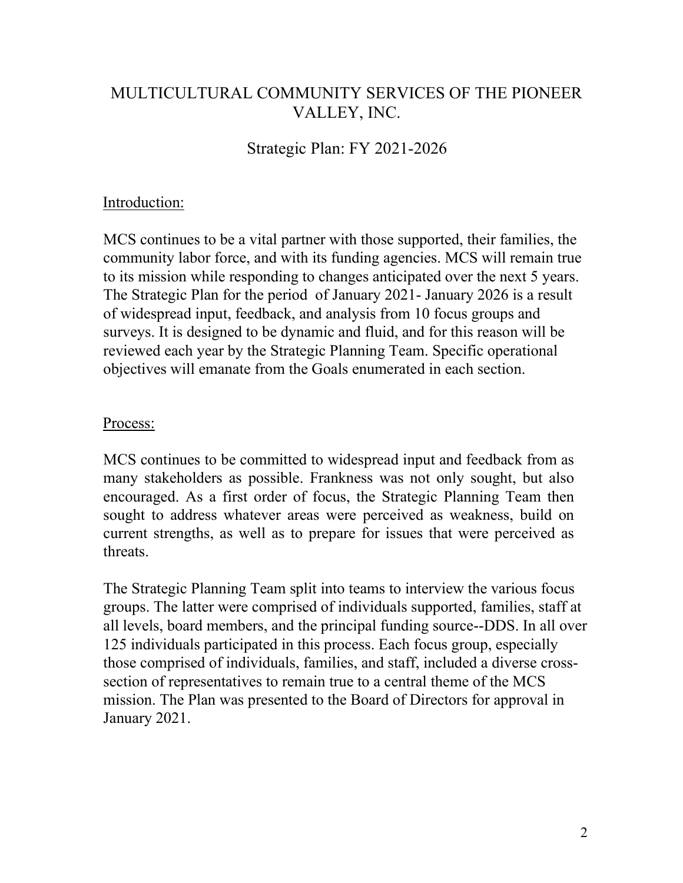# MULTICULTURAL COMMUNITY SERVICES OF THE PIONEER VALLEY, INC.

## Strategic Plan: FY 2021-2026

Introduction:

MCS continues to be a vital partner with those supported, their families, the community labor force, and with its funding agencies. MCS will remain true to its mission while responding to changes anticipated over the next 5 years. The Strategic Plan for the period of January 2021- January 2026 is a result of widespread input, feedback, and analysis from 10 focus groups and surveys. It is designed to be dynamic and fluid, and for this reason will be reviewed each year by the Strategic Planning Team. Specific operational objectives will emanate from the Goals enumerated in each section.

Process:

MCS continues to be committed to widespread input and feedback from as many stakeholders as possible. Frankness was not only sought, but also encouraged. As a first order of focus, the Strategic Planning Team then sought to address whatever areas were perceived as weakness, build on current strengths, as well as to prepare for issues that were perceived as threats.

The Strategic Planning Team split into teams to interview the various focus groups. The latter were comprised of individuals supported, families, staff at all levels, board members, and the principal funding source--DDS. In all over 125 individuals participated in this process. Each focus group, especially those comprised of individuals, families, and staff, included a diverse cross-section of representatives to remain true to a central theme of the MCS mission. The Plan was presented to the Board of Directors for approval in January 2021.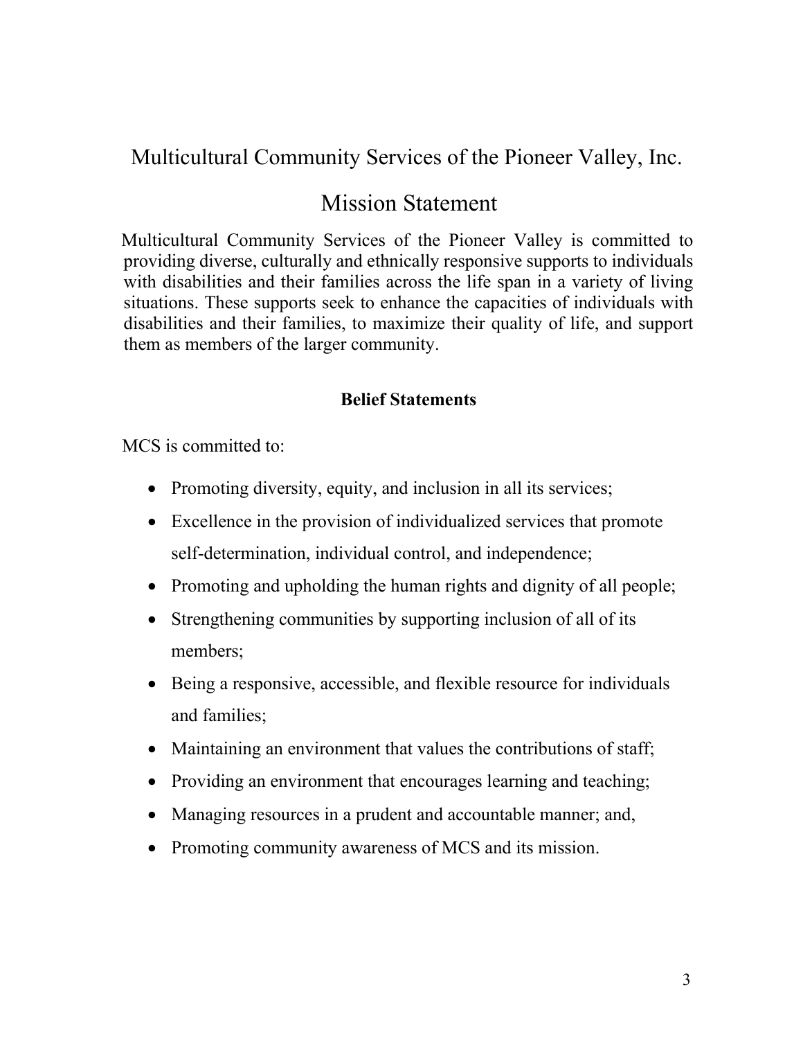# Multicultural Community Services of the Pioneer Valley, Inc.

## Mission Statement

Multicultural Community Services of the Pioneer Valley is committed to providing diverse, culturally and ethnically responsive supports to individuals with disabilities and their families across the life span in a variety of living situations. These supports seek to enhance the capacities of individuals with disabilities and their families, to maximize their quality of life, and support them as members of the larger community.

### Belief Statements

MCS is committed to:

- Promoting diversity, equity, and inclusion in all its services;
- Excellence in the provision of individualized services that promote self-determination, individual control, and independence;
- Promoting and upholding the human rights and dignity of all people;
- Strengthening communities by supporting inclusion of all of its members;
- Being a responsive, accessible, and flexible resource for individuals and families;
- Maintaining an environment that values the contributions of staff;
- Providing an environment that encourages learning and teaching;
- Managing resources in a prudent and accountable manner; and,
- Promoting community awareness of MCS and its mission.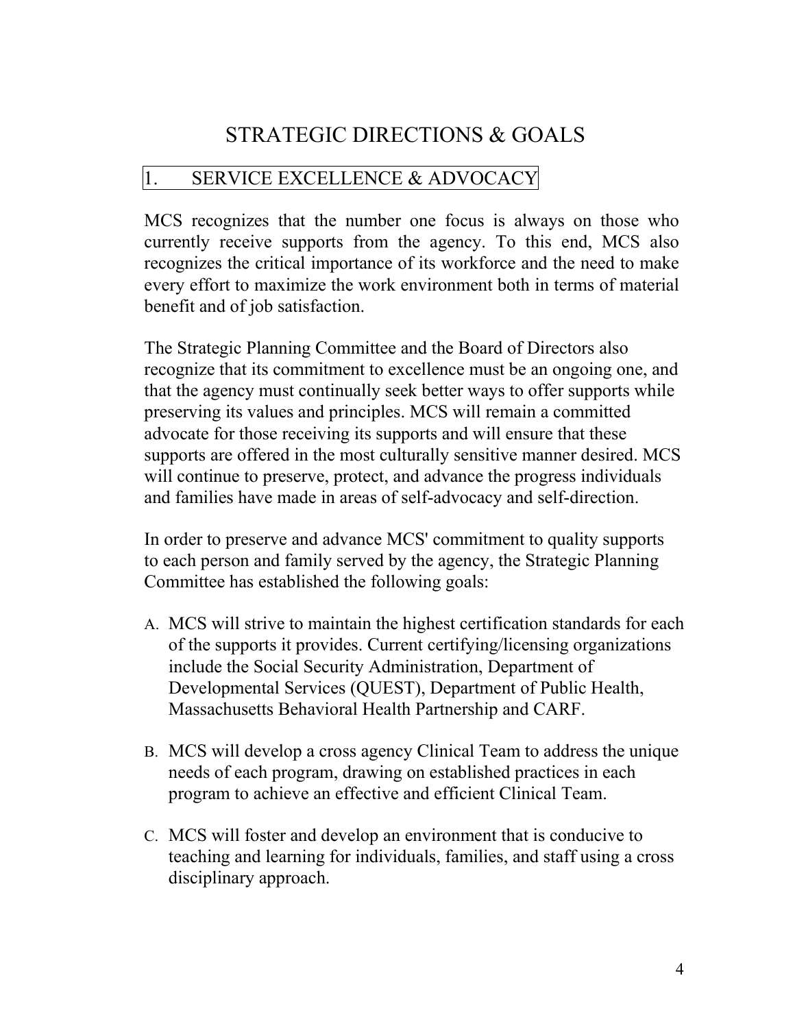# STRATEGIC DIRECTIONS & GOALS

## 1. SERVICE EXCELLENCE & ADVOCACY

MCS recognizes that the number one focus is always on those who currently receive supports from the agency. To this end, MCS also recognizes the critical importance of its workforce and the need to make every effort to maximize the work environment both in terms of material benefit and of job satisfaction.

The Strategic Planning Committee and the Board of Directors also recognize that its commitment to excellence must be an ongoing one, and that the agency must continually seek better ways to offer supports while preserving its values and principles. MCS will remain a committed advocate for those receiving its supports and will ensure that these supports are offered in the most culturally sensitive manner desired. MCS will continue to preserve, protect, and advance the progress individuals and families have made in areas of self-advocacy and self-direction.

In order to preserve and advance MCS' commitment to quality supports to each person and family served by the agency, the Strategic Planning Committee has established the following goals:

A. MCS will strive to maintain the highest certification standards for each of the supports it provides. Current certifying/licensing organizations include the Social Security Administration, Department of Developmental Services (QUEST), Department of Public Health, Massachusetts Behavioral Health Partnership and CARF.

B. MCS will develop a cross agency Clinical Team to address the unique needs of each program, drawing on established practices in each program to achieve an effective and efficient Clinical Team.

C. MCS will foster and develop an environment that is conducive to teaching and learning for individuals, families, and staff using a cross disciplinary approach.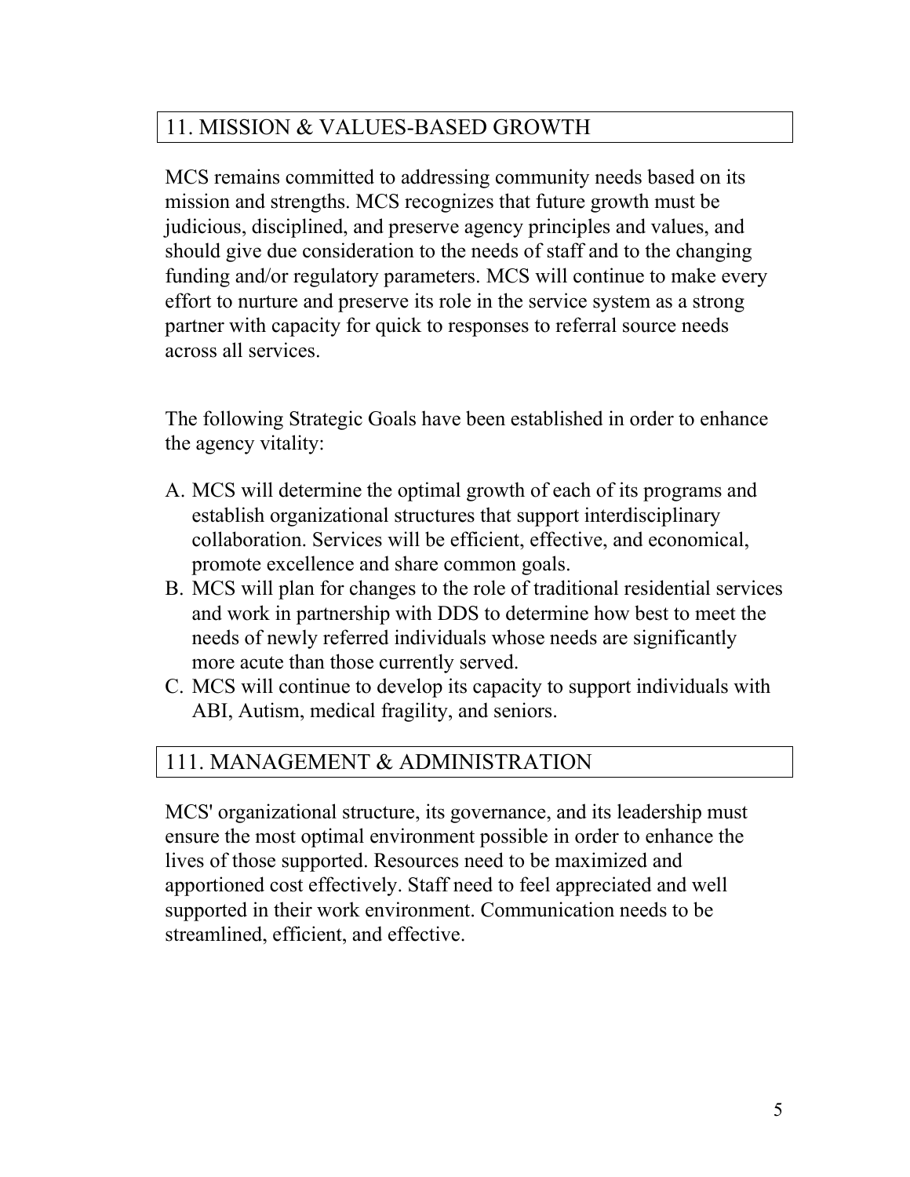## 11. MISSION & VALUES-BASED GROWTH

MCS remains committed to addressing community needs based on its mission and strengths. MCS recognizes that future growth must be judicious, disciplined, and preserve agency principles and values, and should give due consideration to the needs of staff and to the changing funding and/or regulatory parameters. MCS will continue to make every effort to nurture and preserve its role in the service system as a strong partner with capacity for quick to responses to referral source needs across all services.

The following Strategic Goals have been established in order to enhance the agency vitality:

A. MCS will determine the optimal growth of each of its programs and establish organizational structures that support interdisciplinary collaboration. Services will be efficient, effective, and economical, promote excellence and share common goals.
B. MCS will plan for changes to the role of traditional residential services and work in partnership with DDS to determine how best to meet the needs of newly referred individuals whose needs are significantly more acute than those currently served.
C. MCS will continue to develop its capacity to support individuals with ABI, Autism, medical fragility, and seniors.

## 111. MANAGEMENT & ADMINISTRATION

MCS' organizational structure, its governance, and its leadership must ensure the most optimal environment possible in order to enhance the lives of those supported. Resources need to be maximized and apportioned cost effectively. Staff need to feel appreciated and well supported in their work environment. Communication needs to be streamlined, efficient, and effective.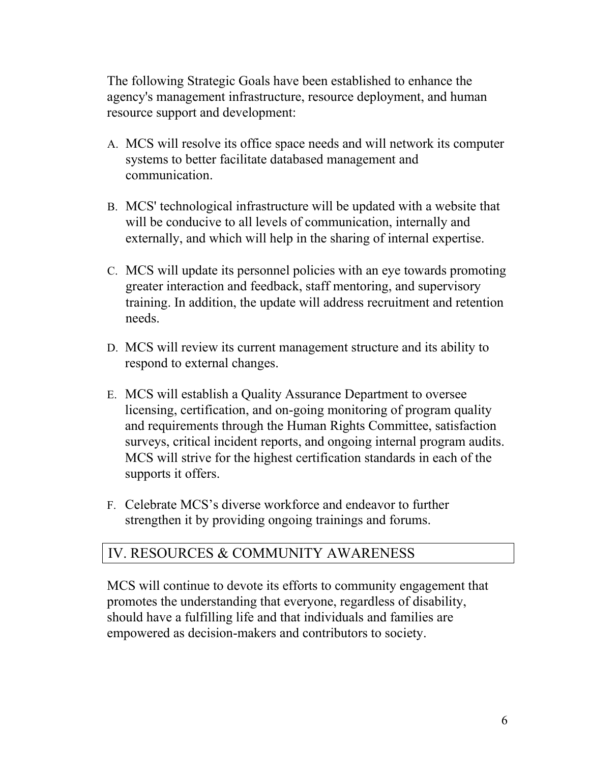The following Strategic Goals have been established to enhance the agency's management infrastructure, resource deployment, and human resource support and development:

A. MCS will resolve its office space needs and will network its computer systems to better facilitate databased management and communication.

B. MCS' technological infrastructure will be updated with a website that will be conducive to all levels of communication, internally and externally, and which will help in the sharing of internal expertise.

C. MCS will update its personnel policies with an eye towards promoting greater interaction and feedback, staff mentoring, and supervisory training. In addition, the update will address recruitment and retention needs.

D. MCS will review its current management structure and its ability to respond to external changes.

E. MCS will establish a Quality Assurance Department to oversee licensing, certification, and on-going monitoring of program quality and requirements through the Human Rights Committee, satisfaction surveys, critical incident reports, and ongoing internal program audits. MCS will strive for the highest certification standards in each of the supports it offers.

F. Celebrate MCS's diverse workforce and endeavor to further strengthen it by providing ongoing trainings and forums.

## IV. RESOURCES & COMMUNITY AWARENESS

MCS will continue to devote its efforts to community engagement that promotes the understanding that everyone, regardless of disability, should have a fulfilling life and that individuals and families are empowered as decision-makers and contributors to society.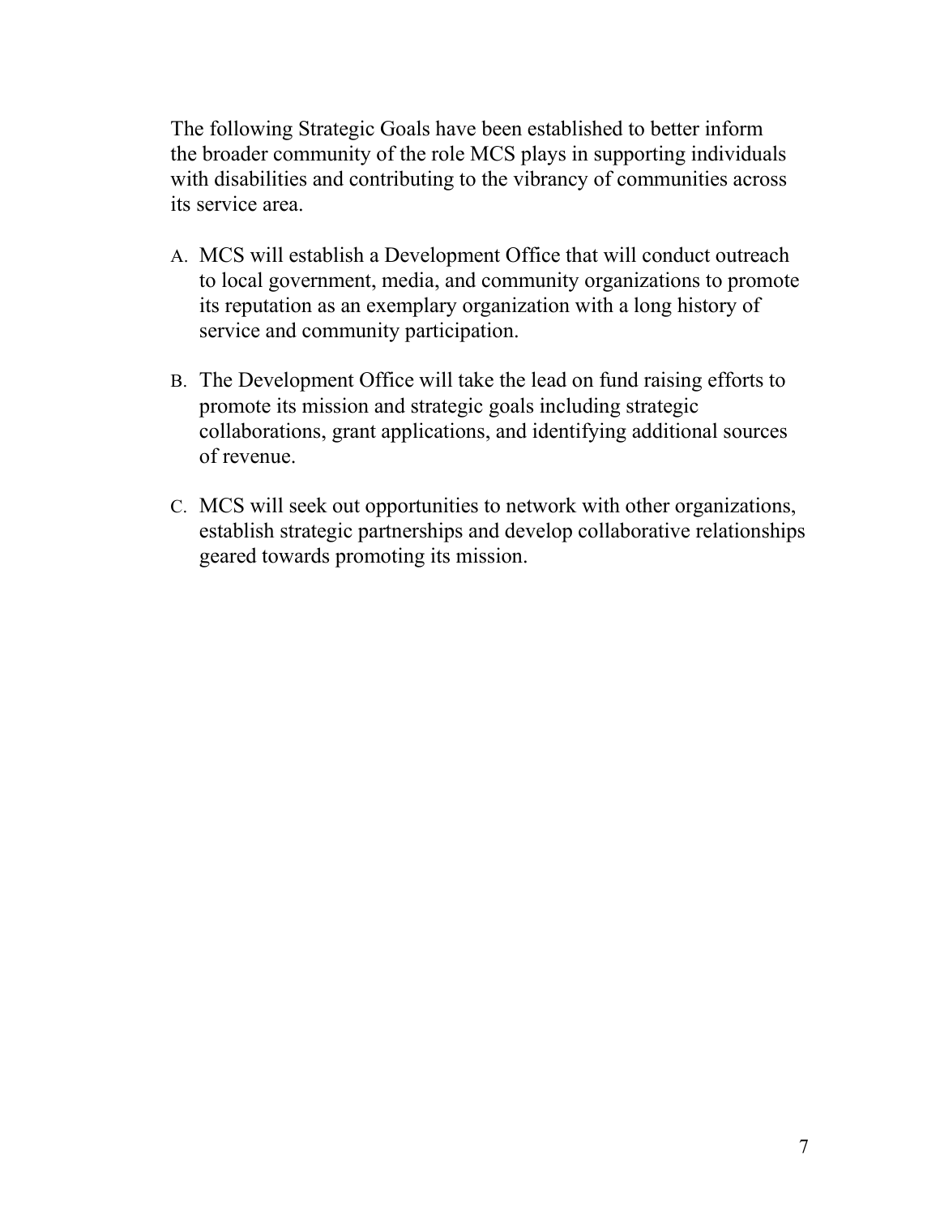The following Strategic Goals have been established to better inform the broader community of the role MCS plays in supporting individuals with disabilities and contributing to the vibrancy of communities across its service area.

A. MCS will establish a Development Office that will conduct outreach to local government, media, and community organizations to promote its reputation as an exemplary organization with a long history of service and community participation.

B. The Development Office will take the lead on fund raising efforts to promote its mission and strategic goals including strategic collaborations, grant applications, and identifying additional sources of revenue.

C. MCS will seek out opportunities to network with other organizations, establish strategic partnerships and develop collaborative relationships geared towards promoting its mission.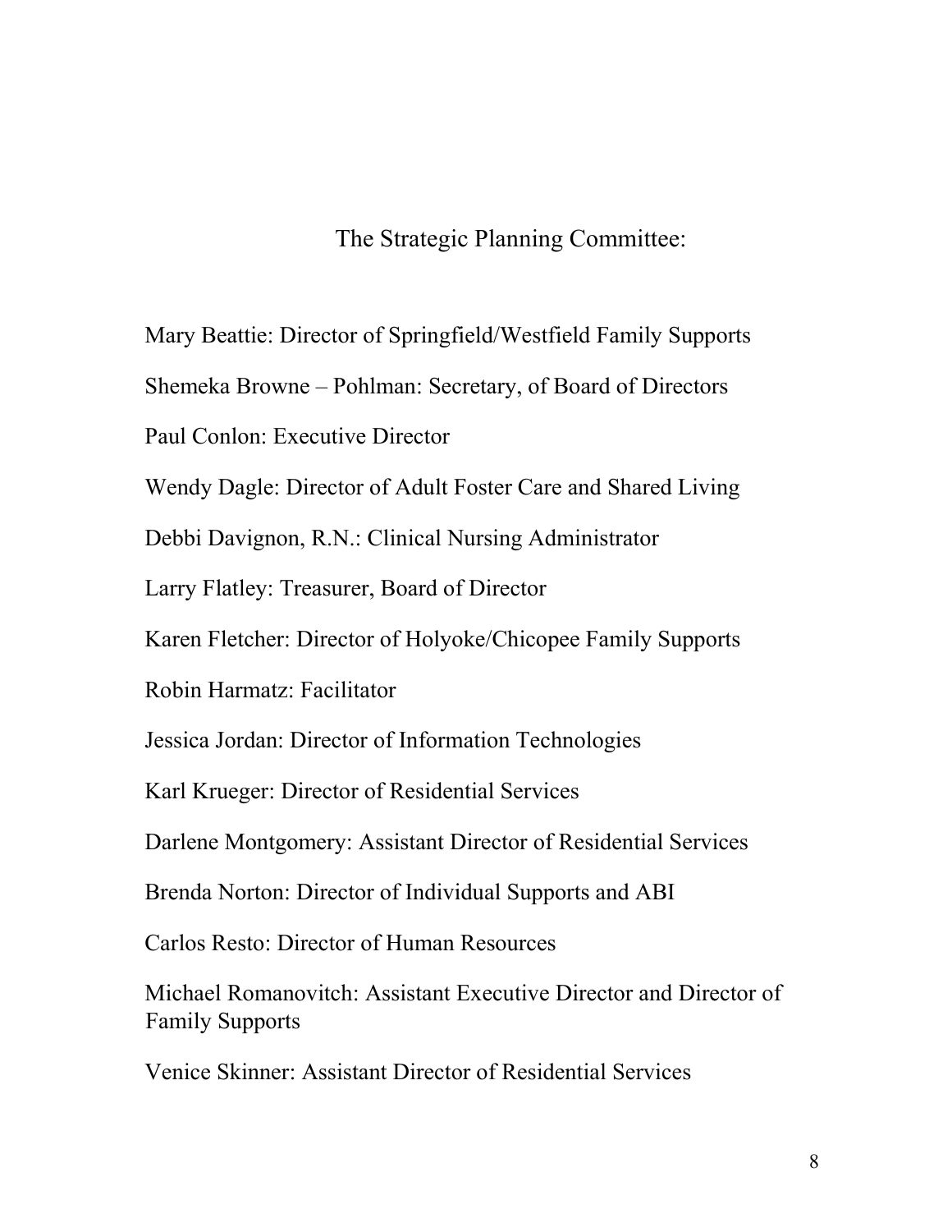## The Strategic Planning Committee:

Mary Beattie: Director of Springfield/Westfield Family Supports

Shemeka Browne – Pohlman: Secretary, of Board of Directors

Paul Conlon: Executive Director

Wendy Dagle: Director of Adult Foster Care and Shared Living

Debbi Davignon, R.N.: Clinical Nursing Administrator

Larry Flatley: Treasurer, Board of Director

Karen Fletcher: Director of Holyoke/Chicopee Family Supports

Robin Harmatz: Facilitator

Jessica Jordan: Director of Information Technologies

Karl Krueger: Director of Residential Services

Darlene Montgomery: Assistant Director of Residential Services

Brenda Norton: Director of Individual Supports and ABI

Carlos Resto: Director of Human Resources

Michael Romanovitch: Assistant Executive Director and Director of Family Supports

Venice Skinner: Assistant Director of Residential Services